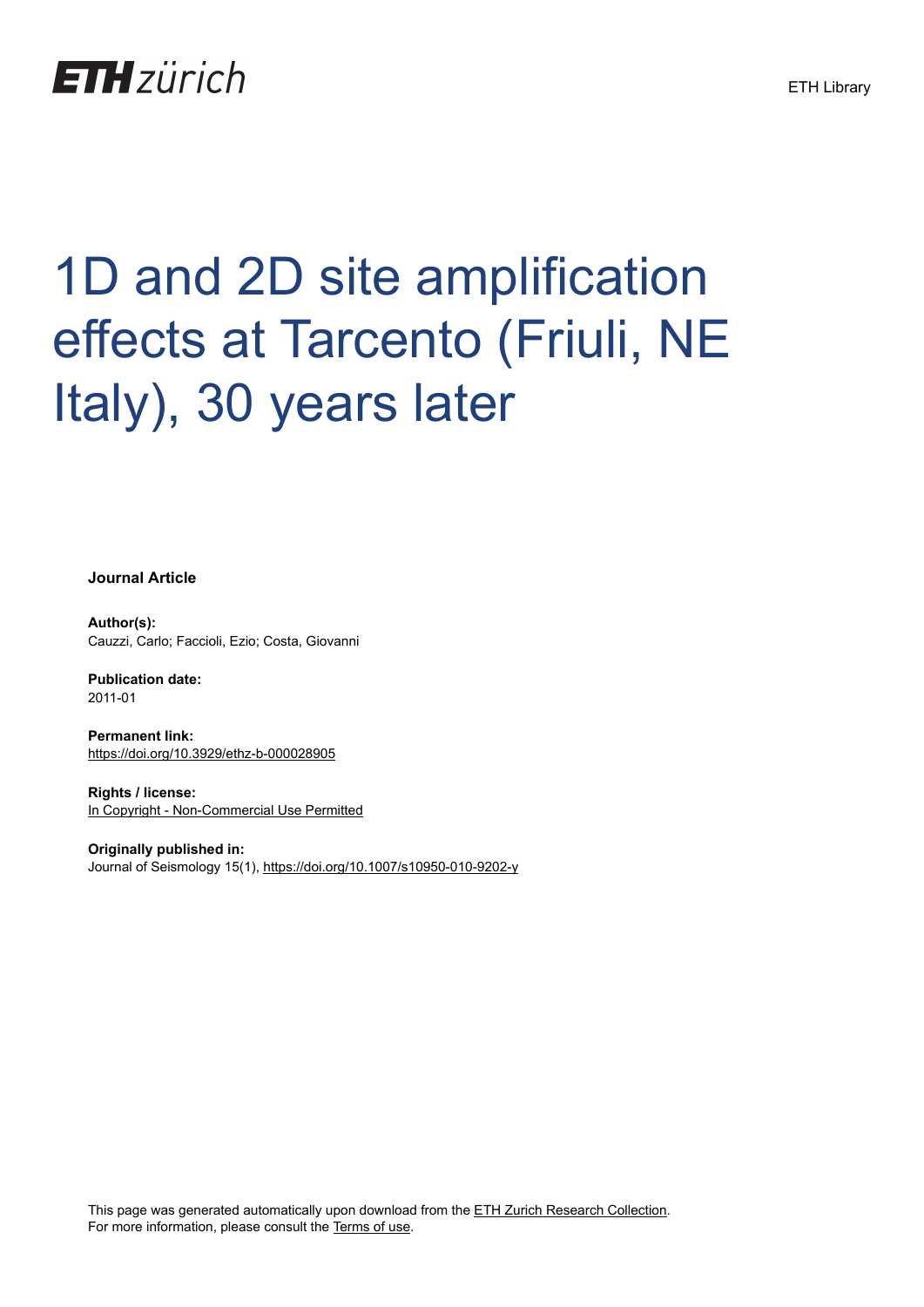# 1D and 2D site amplification effects at Tarcento (Friuli, NE Italy), 30 years later

**Journal Article**

**Author(s):**
Cauzzi, Carlo; Faccioli, Ezio; Costa, Giovanni

**Publication date:**
2011-01

**Permanent link:**
https://doi.org/10.3929/ethz-b-000028905

**Rights / license:**
In Copyright - Non-Commercial Use Permitted

**Originally published in:**
Journal of Seismology 15(1), https://doi.org/10.1007/s10950-010-9202-y

This page was generated automatically upon download from the ETH Zurich Research Collection.
For more information, please consult the Terms of use.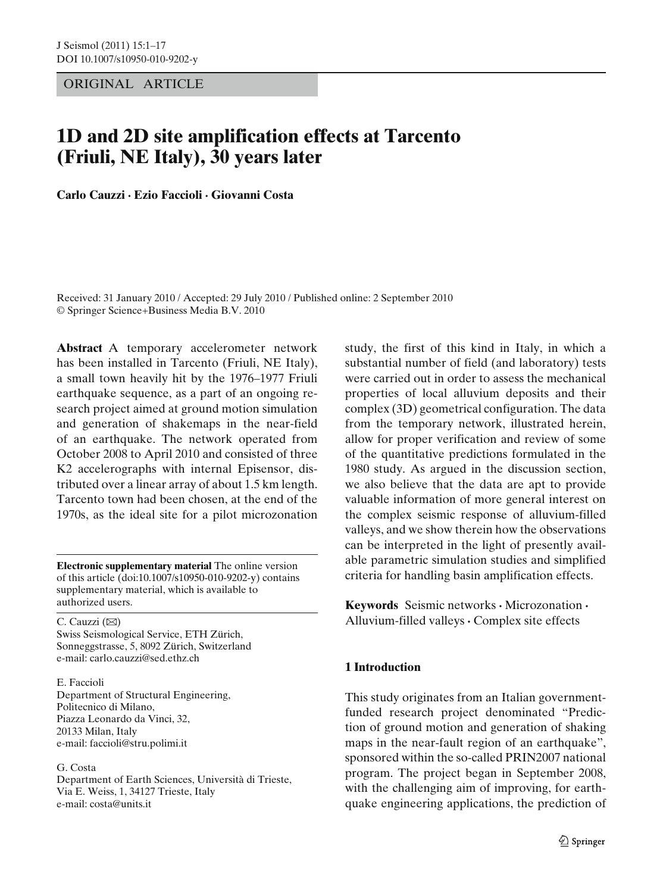ORIGINAL ARTICLE

# 1D and 2D site amplification effects at Tarcento (Friuli, NE Italy), 30 years later

**Carlo Cauzzi · Ezio Faccioli · Giovanni Costa**

Received: 31 January 2010 / Accepted: 29 July 2010 / Published online: 2 September 2010
© Springer Science+Business Media B.V. 2010

**Abstract** A temporary accelerometer network has been installed in Tarcento (Friuli, NE Italy), a small town heavily hit by the 1976–1977 Friuli earthquake sequence, as a part of an ongoing research project aimed at ground motion simulation and generation of shakemaps in the near-field of an earthquake. The network operated from October 2008 to April 2010 and consisted of three K2 accelerographs with internal Episensor, distributed over a linear array of about 1.5 km length. Tarcento town had been chosen, at the end of the 1970s, as the ideal site for a pilot microzonation study, the first of this kind in Italy, in which a substantial number of field (and laboratory) tests were carried out in order to assess the mechanical properties of local alluvium deposits and their complex (3D) geometrical configuration. The data from the temporary network, illustrated herein, allow for proper verification and review of some of the quantitative predictions formulated in the 1980 study. As argued in the discussion section, we also believe that the data are apt to provide valuable information of more general interest on the complex seismic response of alluvium-filled valleys, and we show therein how the observations can be interpreted in the light of presently available parametric simulation studies and simplified criteria for handling basin amplification effects.

**Keywords** Seismic networks · Microzonation · Alluvium-filled valleys · Complex site effects

**Electronic supplementary material** The online version of this article (doi:10.1007/s10950-010-9202-y) contains supplementary material, which is available to authorized users.

C. Cauzzi (✉)
Swiss Seismological Service, ETH Zürich, Sonneggstrasse, 5, 8092 Zürich, Switzerland
e-mail: carlo.cauzzi@sed.ethz.ch

E. Faccioli
Department of Structural Engineering, Politecnico di Milano, Piazza Leonardo da Vinci, 32, 20133 Milan, Italy
e-mail: faccioli@stru.polimi.it

G. Costa
Department of Earth Sciences, Università di Trieste, Via E. Weiss, 1, 34127 Trieste, Italy
e-mail: costa@units.it

## 1 Introduction

This study originates from an Italian government-funded research project denominated "Prediction of ground motion and generation of shaking maps in the near-fault region of an earthquake", sponsored within the so-called PRIN2007 national program. The project began in September 2008, with the challenging aim of improving, for earthquake engineering applications, the prediction of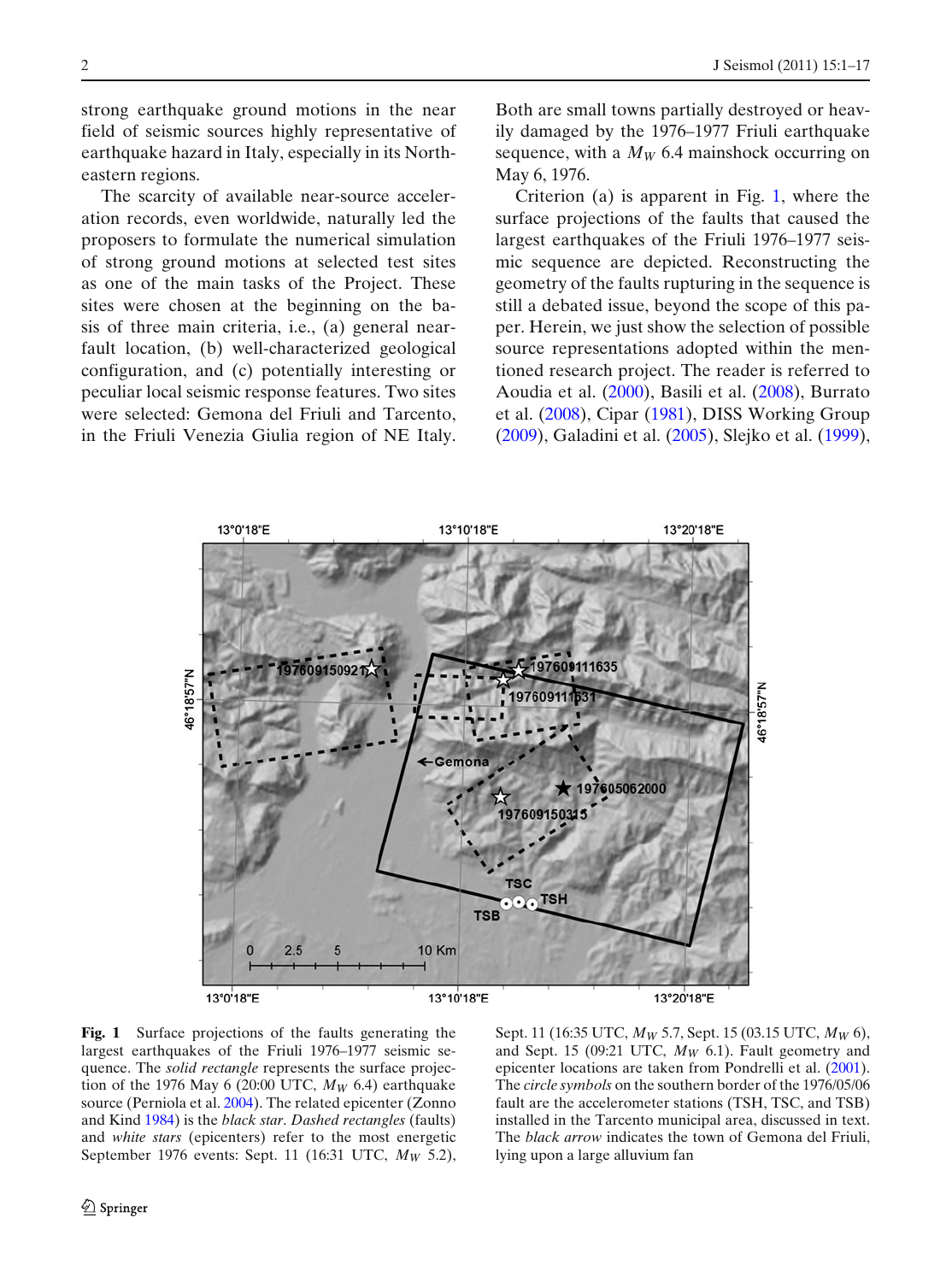strong earthquake ground motions in the near field of seismic sources highly representative of earthquake hazard in Italy, especially in its Northeastern regions.

The scarcity of available near-source acceleration records, even worldwide, naturally led the proposers to formulate the numerical simulation of strong ground motions at selected test sites as one of the main tasks of the Project. These sites were chosen at the beginning on the basis of three main criteria, i.e., (a) general near-fault location, (b) well-characterized geological configuration, and (c) potentially interesting or peculiar local seismic response features. Two sites were selected: Gemona del Friuli and Tarcento, in the Friuli Venezia Giulia region of NE Italy. Both are small towns partially destroyed or heavily damaged by the 1976–1977 Friuli earthquake sequence, with a $M_W$ 6.4 mainshock occurring on May 6, 1976.

Criterion (a) is apparent in Fig. 1, where the surface projections of the faults that caused the largest earthquakes of the Friuli 1976–1977 seismic sequence are depicted. Reconstructing the geometry of the faults rupturing in the sequence is still a debated issue, beyond the scope of this paper. Herein, we just show the selection of possible source representations adopted within the mentioned research project. The reader is referred to Aoudia et al. (2000), Basili et al. (2008), Burrato et al. (2008), Cipar (1981), DISS Working Group (2009), Galadini et al. (2005), Slejko et al. (1999),

**Fig. 1** Surface projections of the faults generating the largest earthquakes of the Friuli 1976–1977 seismic sequence. The *solid rectangle* represents the surface projection of the 1976 May 6 (20:00 UTC, $M_W$ 6.4) earthquake source (Perniola et al. 2004). The related epicenter (Zonno and Kind 1984) is the *black star*. *Dashed rectangles* (faults) and *white stars* (epicenters) refer to the most energetic September 1976 events: Sept. 11 (16:31 UTC, $M_W$ 5.2), Sept. 11 (16:35 UTC, $M_W$ 5.7, Sept. 15 (03.15 UTC, $M_W$ 6), and Sept. 15 (09:21 UTC, $M_W$ 6.1). Fault geometry and epicenter locations are taken from Pondrelli et al. (2001). The *circle symbols* on the southern border of the 1976/05/06 fault are the accelerometer stations (TSH, TSC, and TSB) installed in the Tarcento municipal area, discussed in text. The *black arrow* indicates the town of Gemona del Friuli, lying upon a large alluvium fan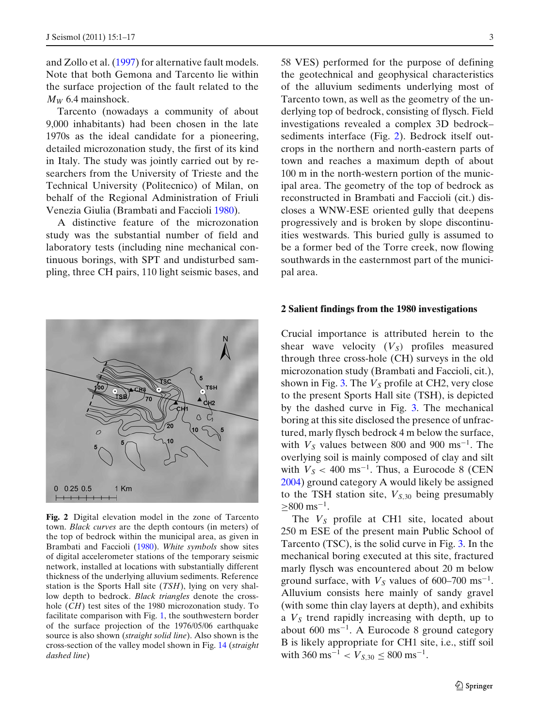and Zollo et al. (1997) for alternative fault models. Note that both Gemona and Tarcento lie within the surface projection of the fault related to the $M_W$ 6.4 mainshock.

Tarcento (nowadays a community of about 9,000 inhabitants) had been chosen in the late 1970s as the ideal candidate for a pioneering, detailed microzonation study, the first of its kind in Italy. The study was jointly carried out by researchers from the University of Trieste and the Technical University (Politecnico) of Milan, on behalf of the Regional Administration of Friuli Venezia Giulia (Brambati and Faccioli 1980).

A distinctive feature of the microzonation study was the substantial number of field and laboratory tests (including nine mechanical continuous borings, with SPT and undisturbed sampling, three CH pairs, 110 light seismic bases, and 58 VES) performed for the purpose of defining the geotechnical and geophysical characteristics of the alluvium sediments underlying most of Tarcento town, as well as the geometry of the underlying top of bedrock, consisting of flysch. Field investigations revealed a complex 3D bedrock–sediments interface (Fig. 2). Bedrock itself outcrops in the northern and north-eastern parts of town and reaches a maximum depth of about 100 m in the north-western portion of the municipal area. The geometry of the top of bedrock as reconstructed in Brambati and Faccioli (cit.) discloses a WNW-ESE oriented gully that deepens progressively and is broken by slope discontinuities westwards. This buried gully is assumed to be a former bed of the Torre creek, now flowing southwards in the easternmost part of the municipal area.

**Fig. 2** Digital elevation model in the zone of Tarcento town. *Black curves* are the depth contours (in meters) of the top of bedrock within the municipal area, as given in Brambati and Faccioli (1980). *White symbols* show sites of digital accelerometer stations of the temporary seismic network, installed at locations with substantially different thickness of the underlying alluvium sediments. Reference station is the Sports Hall site (*TSH*), lying on very shallow depth to bedrock. *Black triangles* denote the cross-hole (*CH*) test sites of the 1980 microzonation study. To facilitate comparison with Fig. 1, the southwestern border of the surface projection of the 1976/05/06 earthquake source is also shown (*straight solid line*). Also shown is the cross-section of the valley model shown in Fig. 14 (*straight dashed line*)

## 2 Salient findings from the 1980 investigations

Crucial importance is attributed herein to the shear wave velocity ($V_S$) profiles measured through three cross-hole (CH) surveys in the old microzonation study (Brambati and Faccioli, cit.), shown in Fig. 3. The $V_S$ profile at CH2, very close to the present Sports Hall site (TSH), is depicted by the dashed curve in Fig. 3. The mechanical boring at this site disclosed the presence of unfractured, marly flysch bedrock 4 m below the surface, with $V_S$ values between 800 and 900 ms$^{-1}$. The overlying soil is mainly composed of clay and silt with $V_S < 400$ ms$^{-1}$. Thus, a Eurocode 8 (CEN 2004) ground category A would likely be assigned to the TSH station site, $V_{S,30}$ being presumably $\geq$800 ms$^{-1}$.

The $V_S$ profile at CH1 site, located about 250 m ESE of the present main Public School of Tarcento (TSC), is the solid curve in Fig. 3. In the mechanical boring executed at this site, fractured marly flysch was encountered about 20 m below ground surface, with $V_S$ values of 600–700 ms$^{-1}$. Alluvium consists here mainly of sandy gravel (with some thin clay layers at depth), and exhibits a $V_S$ trend rapidly increasing with depth, up to about 600 ms$^{-1}$. A Eurocode 8 ground category B is likely appropriate for CH1 site, i.e., stiff soil with 360 ms$^{-1}$ $< V_{S,30} \leq 800$ ms$^{-1}$.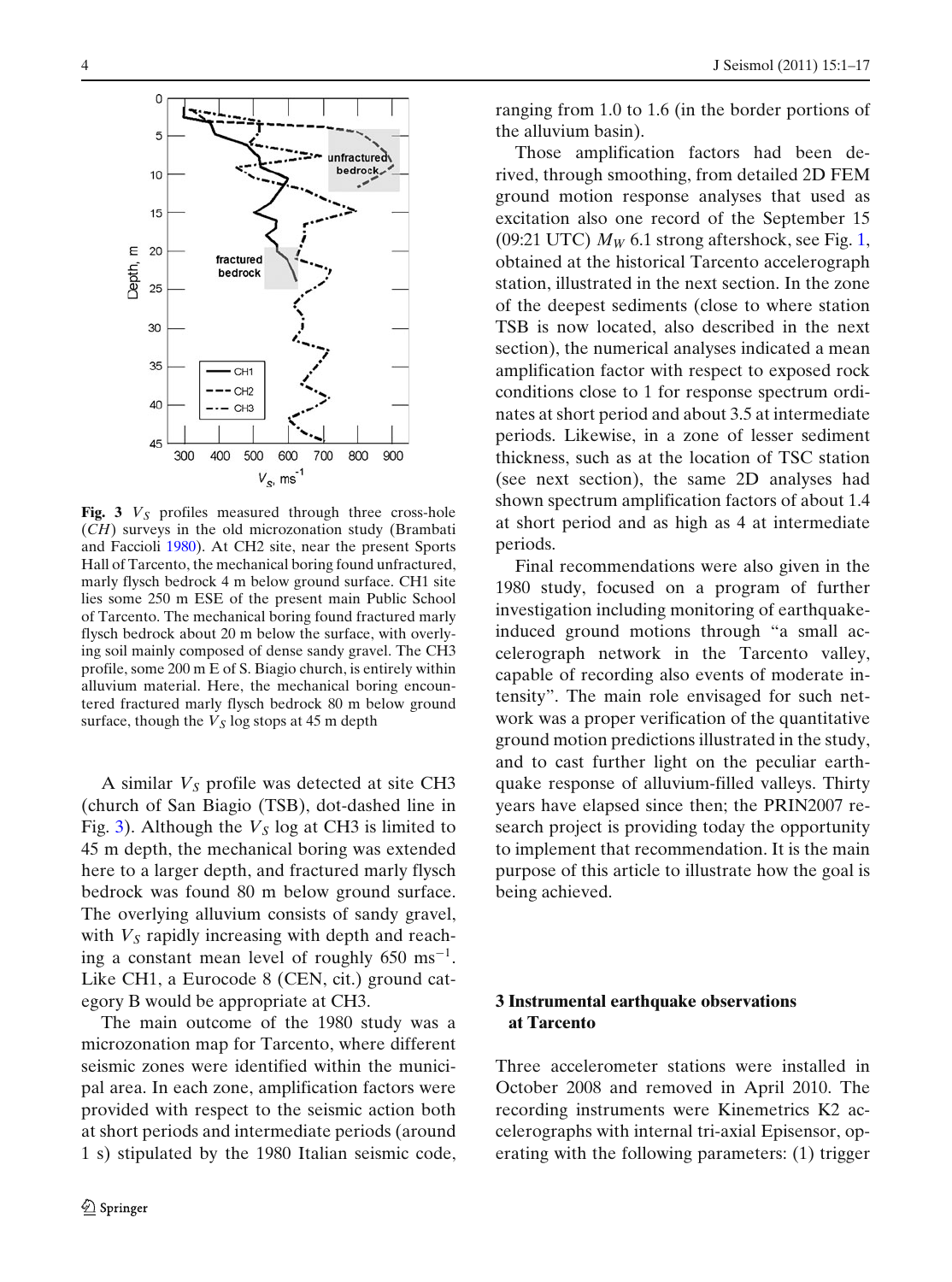Fig. 3 $V_S$ profiles measured through three cross-hole (*CH*) surveys in the old microzonation study (Brambati and Faccioli 1980). At CH2 site, near the present Sports Hall of Tarcento, the mechanical boring found unfractured, marly flysch bedrock 4 m below ground surface. CH1 site lies some 250 m ESE of the present main Public School of Tarcento. The mechanical boring found fractured marly flysch bedrock about 20 m below the surface, with overlying soil mainly composed of dense sandy gravel. The CH3 profile, some 200 m E of S. Biagio church, is entirely within alluvium material. Here, the mechanical boring encountered fractured marly flysch bedrock 80 m below ground surface, though the $V_S$ log stops at 45 m depth

A similar $V_S$ profile was detected at site CH3 (church of San Biagio (TSB), dot-dashed line in Fig. 3). Although the $V_S$ log at CH3 is limited to 45 m depth, the mechanical boring was extended here to a larger depth, and fractured marly flysch bedrock was found 80 m below ground surface. The overlying alluvium consists of sandy gravel, with $V_S$ rapidly increasing with depth and reaching a constant mean level of roughly 650 ms$^{-1}$. Like CH1, a Eurocode 8 (CEN, cit.) ground category B would be appropriate at CH3.

The main outcome of the 1980 study was a microzonation map for Tarcento, where different seismic zones were identified within the municipal area. In each zone, amplification factors were provided with respect to the seismic action both at short periods and intermediate periods (around 1 s) stipulated by the 1980 Italian seismic code, ranging from 1.0 to 1.6 (in the border portions of the alluvium basin).

Those amplification factors had been derived, through smoothing, from detailed 2D FEM ground motion response analyses that used as excitation also one record of the September 15 (09:21 UTC) $M_W$ 6.1 strong aftershock, see Fig. 1, obtained at the historical Tarcento accelerograph station, illustrated in the next section. In the zone of the deepest sediments (close to where station TSB is now located, also described in the next section), the numerical analyses indicated a mean amplification factor with respect to exposed rock conditions close to 1 for response spectrum ordinates at short period and about 3.5 at intermediate periods. Likewise, in a zone of lesser sediment thickness, such as at the location of TSC station (see next section), the same 2D analyses had shown spectrum amplification factors of about 1.4 at short period and as high as 4 at intermediate periods.

Final recommendations were also given in the 1980 study, focused on a program of further investigation including monitoring of earthquake-induced ground motions through "a small accelerograph network in the Tarcento valley, capable of recording also events of moderate intensity". The main role envisaged for such network was a proper verification of the quantitative ground motion predictions illustrated in the study, and to cast further light on the peculiar earthquake response of alluvium-filled valleys. Thirty years have elapsed since then; the PRIN2007 research project is providing today the opportunity to implement that recommendation. It is the main purpose of this article to illustrate how the goal is being achieved.

## 3 Instrumental earthquake observations at Tarcento

Three accelerometer stations were installed in October 2008 and removed in April 2010. The recording instruments were Kinemetrics K2 accelerographs with internal tri-axial Episensor, operating with the following parameters: (1) trigger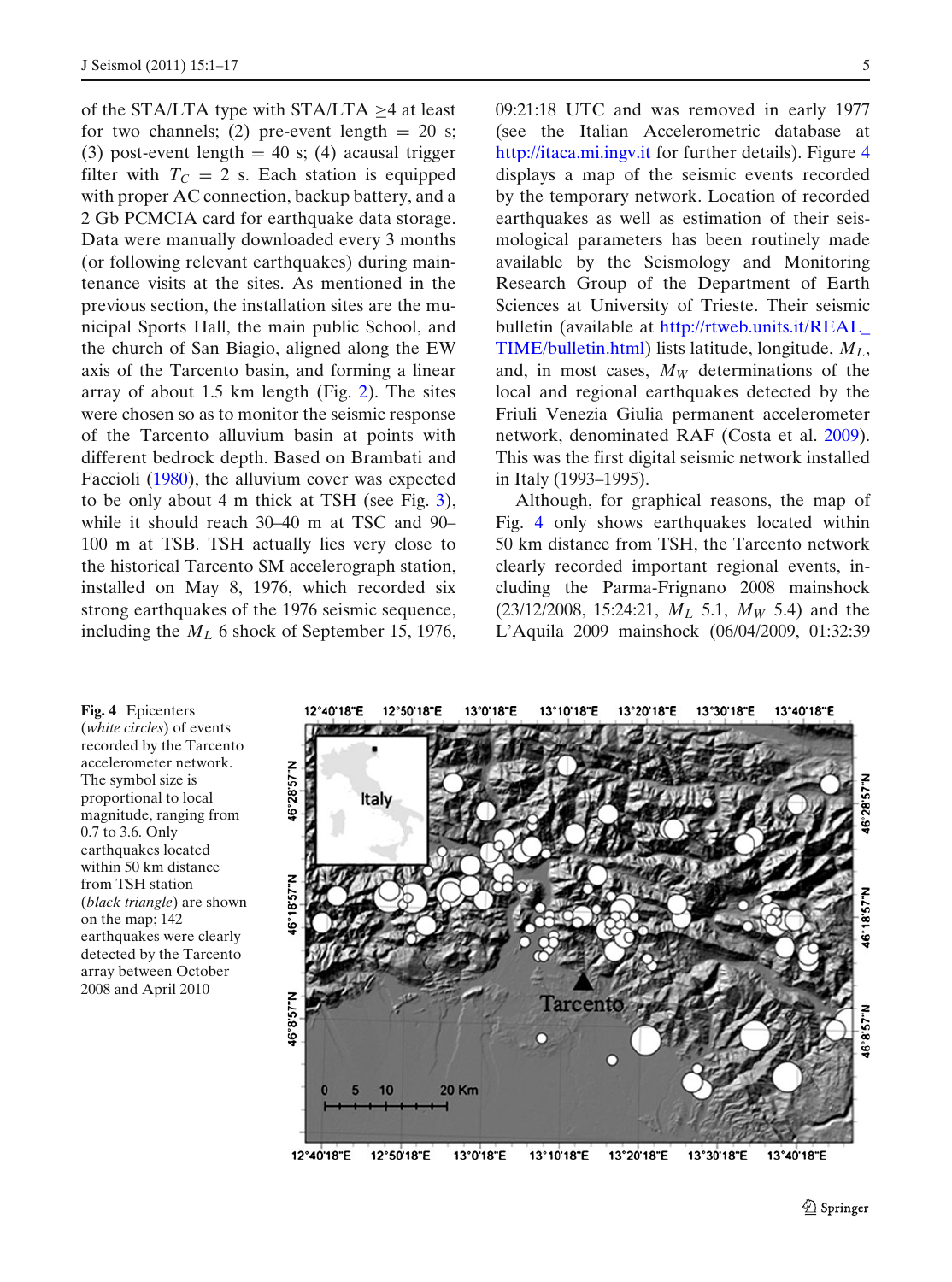of the STA/LTA type with STA/LTA ≥4 at least for two channels; (2) pre-event length = 20 s; (3) post-event length = 40 s; (4) acausal trigger filter with $T_C$ = 2 s. Each station is equipped with proper AC connection, backup battery, and a 2 Gb PCMCIA card for earthquake data storage. Data were manually downloaded every 3 months (or following relevant earthquakes) during maintenance visits at the sites. As mentioned in the previous section, the installation sites are the municipal Sports Hall, the main public School, and the church of San Biagio, aligned along the EW axis of the Tarcento basin, and forming a linear array of about 1.5 km length (Fig. 2). The sites were chosen so as to monitor the seismic response of the Tarcento alluvium basin at points with different bedrock depth. Based on Brambati and Faccioli (1980), the alluvium cover was expected to be only about 4 m thick at TSH (see Fig. 3), while it should reach 30–40 m at TSC and 90–100 m at TSB. TSH actually lies very close to the historical Tarcento SM accelerograph station, installed on May 8, 1976, which recorded six strong earthquakes of the 1976 seismic sequence, including the $M_L$ 6 shock of September 15, 1976, 09:21:18 UTC and was removed in early 1977 (see the Italian Accelerometric database at http://itaca.mi.ingv.it for further details). Figure 4 displays a map of the seismic events recorded by the temporary network. Location of recorded earthquakes as well as estimation of their seismological parameters has been routinely made available by the Seismology and Monitoring Research Group of the Department of Earth Sciences at University of Trieste. Their seismic bulletin (available at http://rtweb.units.it/REAL_TIME/bulletin.html) lists latitude, longitude, $M_L$, and, in most cases, $M_W$ determinations of the local and regional earthquakes detected by the Friuli Venezia Giulia permanent accelerometer network, denominated RAF (Costa et al. 2009). This was the first digital seismic network installed in Italy (1993–1995).

Although, for graphical reasons, the map of Fig. 4 only shows earthquakes located within 50 km distance from TSH, the Tarcento network clearly recorded important regional events, including the Parma-Frignano 2008 mainshock (23/12/2008, 15:24:21, $M_L$ 5.1, $M_W$ 5.4) and the L'Aquila 2009 mainshock (06/04/2009, 01:32:39

**Fig. 4** Epicenters (*white circles*) of events recorded by the Tarcento accelerometer network. The symbol size is proportional to local magnitude, ranging from 0.7 to 3.6. Only earthquakes located within 50 km distance from TSH station (*black triangle*) are shown on the map; 142 earthquakes were clearly detected by the Tarcento array between October 2008 and April 2010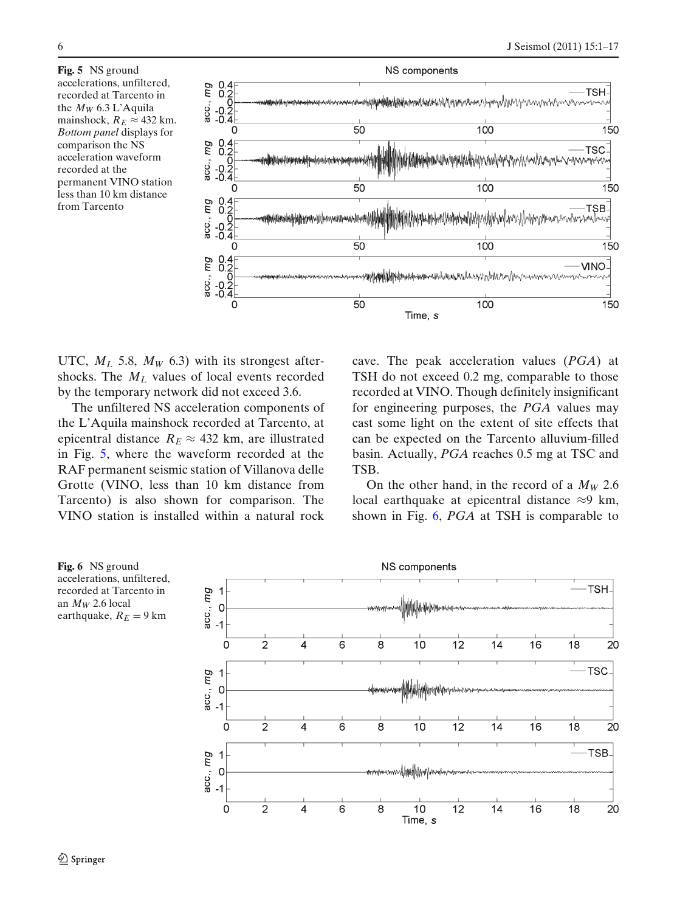**Fig. 5** NS ground accelerations, unfiltered, recorded at Tarcento in the $M_W$ 6.3 L'Aquila mainshock, $R_E \approx 432$ km. *Bottom panel* displays for comparison the NS acceleration waveform recorded at the permanent VINO station less than 10 km distance from Tarcento

UTC, $M_L$ 5.8, $M_W$ 6.3) with its strongest aftershocks. The $M_L$ values of local events recorded by the temporary network did not exceed 3.6.

The unfiltered NS acceleration components of the L'Aquila mainshock recorded at Tarcento, at epicentral distance $R_E \approx 432$ km, are illustrated in Fig. 5, where the waveform recorded at the RAF permanent seismic station of Villanova delle Grotte (VINO, less than 10 km distance from Tarcento) is also shown for comparison. The VINO station is installed within a natural rock cave. The peak acceleration values (*PGA*) at TSH do not exceed 0.2 mg, comparable to those recorded at VINO. Though definitely insignificant for engineering purposes, the *PGA* values may cast some light on the extent of site effects that can be expected on the Tarcento alluvium-filled basin. Actually, *PGA* reaches 0.5 mg at TSC and TSB.

On the other hand, in the record of a $M_W$ 2.6 local earthquake at epicentral distance $\approx$9 km, shown in Fig. 6, *PGA* at TSH is comparable to

**Fig. 6** NS ground accelerations, unfiltered, recorded at Tarcento in an $M_W$ 2.6 local earthquake, $R_E = 9$ km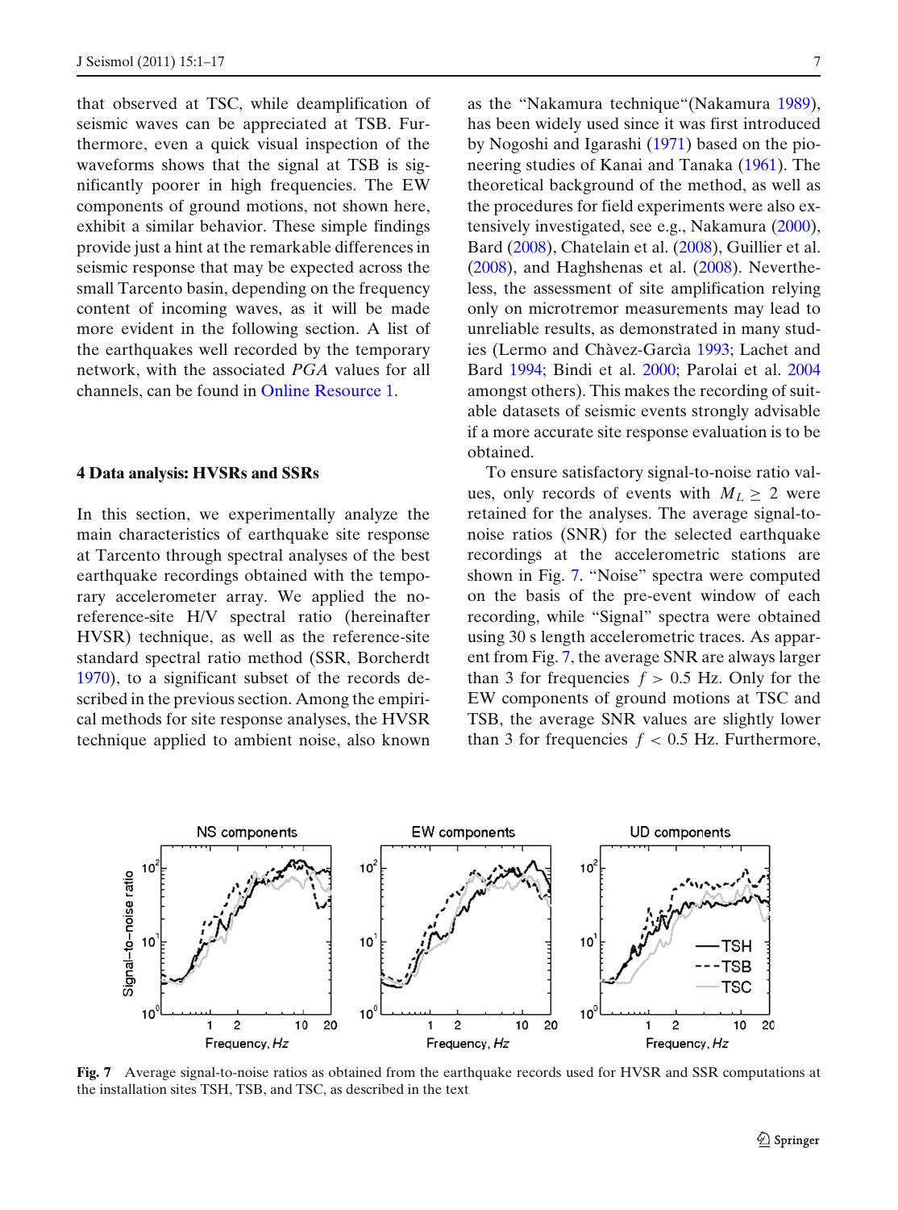that observed at TSC, while deamplification of seismic waves can be appreciated at TSB. Furthermore, even a quick visual inspection of the waveforms shows that the signal at TSB is significantly poorer in high frequencies. The EW components of ground motions, not shown here, exhibit a similar behavior. These simple findings provide just a hint at the remarkable differences in seismic response that may be expected across the small Tarcento basin, depending on the frequency content of incoming waves, as it will be made more evident in the following section. A list of the earthquakes well recorded by the temporary network, with the associated *PGA* values for all channels, can be found in Online Resource 1.

## 4 Data analysis: HVSRs and SSRs

In this section, we experimentally analyze the main characteristics of earthquake site response at Tarcento through spectral analyses of the best earthquake recordings obtained with the temporary accelerometer array. We applied the no-reference-site H/V spectral ratio (hereinafter HVSR) technique, as well as the reference-site standard spectral ratio method (SSR, Borcherdt 1970), to a significant subset of the records described in the previous section. Among the empirical methods for site response analyses, the HVSR technique applied to ambient noise, also known as the "Nakamura technique"(Nakamura 1989), has been widely used since it was first introduced by Nogoshi and Igarashi (1971) based on the pioneering studies of Kanai and Tanaka (1961). The theoretical background of the method, as well as the procedures for field experiments were also extensively investigated, see e.g., Nakamura (2000), Bard (2008), Chatelain et al. (2008), Guillier et al. (2008), and Haghshenas et al. (2008). Nevertheless, the assessment of site amplification relying only on microtremor measurements may lead to unreliable results, as demonstrated in many studies (Lermo and Chàvez-Garcìa 1993; Lachet and Bard 1994; Bindi et al. 2000; Parolai et al. 2004 amongst others). This makes the recording of suitable datasets of seismic events strongly advisable if a more accurate site response evaluation is to be obtained.

To ensure satisfactory signal-to-noise ratio values, only records of events with $M_L \geq 2$ were retained for the analyses. The average signal-to-noise ratios (SNR) for the selected earthquake recordings at the accelerometric stations are shown in Fig. 7. "Noise" spectra were computed on the basis of the pre-event window of each recording, while "Signal" spectra were obtained using 30 s length accelerometric traces. As apparent from Fig. 7, the average SNR are always larger than 3 for frequencies $f > 0.5$ Hz. Only for the EW components of ground motions at TSC and TSB, the average SNR values are slightly lower than 3 for frequencies $f < 0.5$ Hz. Furthermore,

**Fig. 7** Average signal-to-noise ratios as obtained from the earthquake records used for HVSR and SSR computations at the installation sites TSH, TSB, and TSC, as described in the text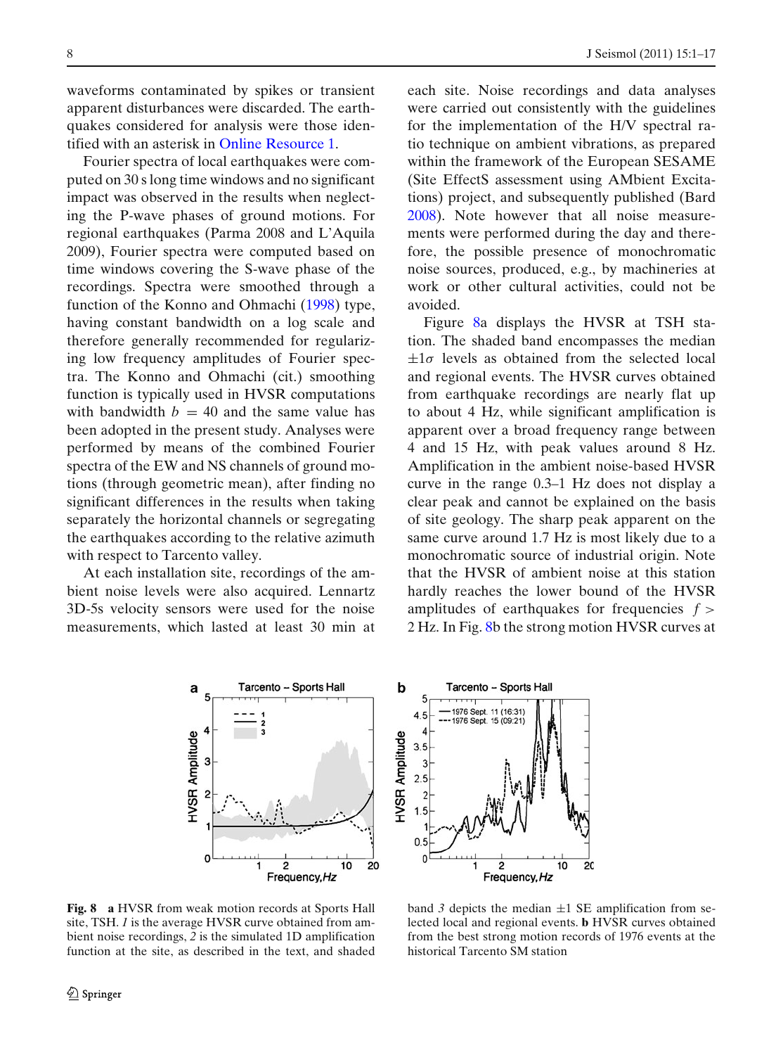waveforms contaminated by spikes or transient apparent disturbances were discarded. The earthquakes considered for analysis were those identified with an asterisk in Online Resource 1.

Fourier spectra of local earthquakes were computed on 30 s long time windows and no significant impact was observed in the results when neglecting the P-wave phases of ground motions. For regional earthquakes (Parma 2008 and L'Aquila 2009), Fourier spectra were computed based on time windows covering the S-wave phase of the recordings. Spectra were smoothed through a function of the Konno and Ohmachi (1998) type, having constant bandwidth on a log scale and therefore generally recommended for regularizing low frequency amplitudes of Fourier spectra. The Konno and Ohmachi (cit.) smoothing function is typically used in HVSR computations with bandwidth $b = 40$ and the same value has been adopted in the present study. Analyses were performed by means of the combined Fourier spectra of the EW and NS channels of ground motions (through geometric mean), after finding no significant differences in the results when taking separately the horizontal channels or segregating the earthquakes according to the relative azimuth with respect to Tarcento valley.

At each installation site, recordings of the ambient noise levels were also acquired. Lennartz 3D-5s velocity sensors were used for the noise measurements, which lasted at least 30 min at each site. Noise recordings and data analyses were carried out consistently with the guidelines for the implementation of the H/V spectral ratio technique on ambient vibrations, as prepared within the framework of the European SESAME (Site EffectS assessment using AMbient Excitations) project, and subsequently published (Bard 2008). Note however that all noise measurements were performed during the day and therefore, the possible presence of monochromatic noise sources, produced, e.g., by machineries at work or other cultural activities, could not be avoided.

Figure 8a displays the HVSR at TSH station. The shaded band encompasses the median $\pm 1\sigma$ levels as obtained from the selected local and regional events. The HVSR curves obtained from earthquake recordings are nearly flat up to about 4 Hz, while significant amplification is apparent over a broad frequency range between 4 and 15 Hz, with peak values around 8 Hz. Amplification in the ambient noise-based HVSR curve in the range 0.3–1 Hz does not display a clear peak and cannot be explained on the basis of site geology. The sharp peak apparent on the same curve around 1.7 Hz is most likely due to a monochromatic source of industrial origin. Note that the HVSR of ambient noise at this station hardly reaches the lower bound of the HVSR amplitudes of earthquakes for frequencies $f > 2$ Hz. In Fig. 8b the strong motion HVSR curves at

**Fig. 8** **a** HVSR from weak motion records at Sports Hall site, TSH. *1* is the average HVSR curve obtained from ambient noise recordings, *2* is the simulated 1D amplification function at the site, as described in the text, and shaded band *3* depicts the median ±1 SE amplification from selected local and regional events. **b** HVSR curves obtained from the best strong motion records of 1976 events at the historical Tarcento SM station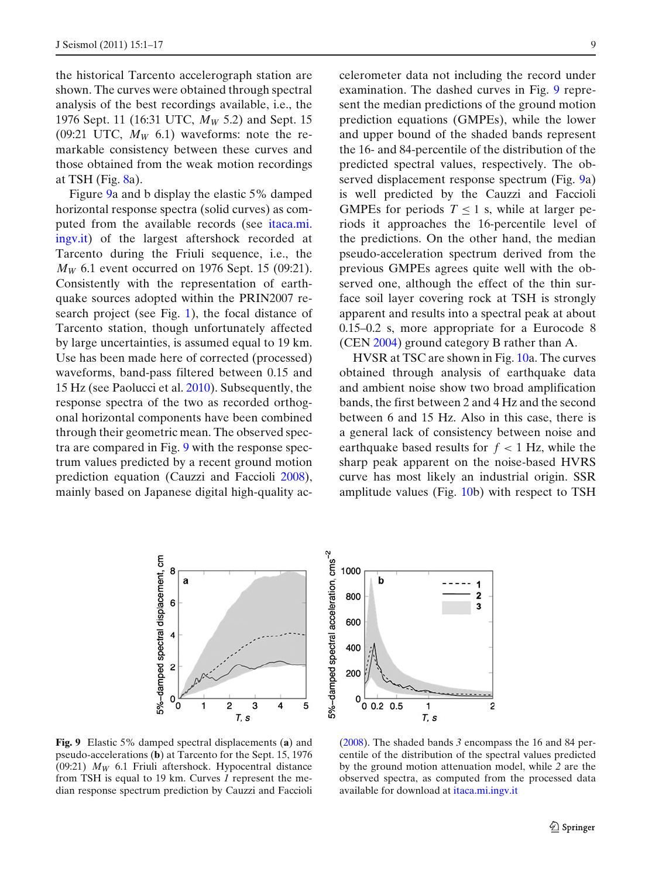the historical Tarcento accelerograph station are shown. The curves were obtained through spectral analysis of the best recordings available, i.e., the 1976 Sept. 11 (16:31 UTC, $M_W$ 5.2) and Sept. 15 (09:21 UTC, $M_W$ 6.1) waveforms: note the remarkable consistency between these curves and those obtained from the weak motion recordings at TSH (Fig. 8a).

Figure 9a and b display the elastic 5% damped horizontal response spectra (solid curves) as computed from the available records (see itaca.mi.ingv.it) of the largest aftershock recorded at Tarcento during the Friuli sequence, i.e., the $M_W$ 6.1 event occurred on 1976 Sept. 15 (09:21). Consistently with the representation of earthquake sources adopted within the PRIN2007 research project (see Fig. 1), the focal distance of Tarcento station, though unfortunately affected by large uncertainties, is assumed equal to 19 km. Use has been made here of corrected (processed) waveforms, band-pass filtered between 0.15 and 15 Hz (see Paolucci et al. 2010). Subsequently, the response spectra of the two as recorded orthogonal horizontal components have been combined through their geometric mean. The observed spectra are compared in Fig. 9 with the response spectrum values predicted by a recent ground motion prediction equation (Cauzzi and Faccioli 2008), mainly based on Japanese digital high-quality accelerometer data not including the record under examination. The dashed curves in Fig. 9 represent the median predictions of the ground motion prediction equations (GMPEs), while the lower and upper bound of the shaded bands represent the 16- and 84-percentile of the distribution of the predicted spectral values, respectively. The observed displacement response spectrum (Fig. 9a) is well predicted by the Cauzzi and Faccioli GMPEs for periods $T \leq 1$ s, while at larger periods it approaches the 16-percentile level of the predictions. On the other hand, the median pseudo-acceleration spectrum derived from the previous GMPEs agrees quite well with the observed one, although the effect of the thin surface soil layer covering rock at TSH is strongly apparent and results into a spectral peak at about 0.15–0.2 s, more appropriate for a Eurocode 8 (CEN 2004) ground category B rather than A.

HVSR at TSC are shown in Fig. 10a. The curves obtained through analysis of earthquake data and ambient noise show two broad amplification bands, the first between 2 and 4 Hz and the second between 6 and 15 Hz. Also in this case, there is a general lack of consistency between noise and earthquake based results for $f < 1$ Hz, while the sharp peak apparent on the noise-based HVRS curve has most likely an industrial origin. SSR amplitude values (Fig. 10b) with respect to TSH

**Fig. 9** Elastic 5% damped spectral displacements (**a**) and pseudo-accelerations (**b**) at Tarcento for the Sept. 15, 1976 (09:21) $M_W$ 6.1 Friuli aftershock. Hypocentral distance from TSH is equal to 19 km. Curves *1* represent the median response spectrum prediction by Cauzzi and Faccioli (2008). The shaded bands *3* encompass the 16 and 84 percentile of the distribution of the spectral values predicted by the ground motion attenuation model, while *2* are the observed spectra, as computed from the processed data available for download at itaca.mi.ingv.it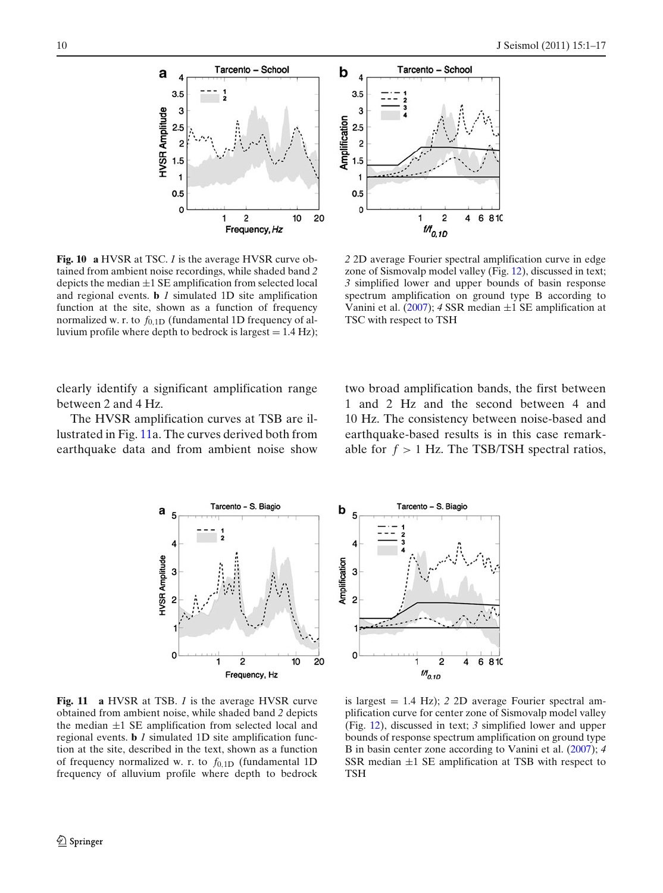**Fig. 10** **a** HVSR at TSC. *1* is the average HVSR curve obtained from ambient noise recordings, while shaded band *2* depicts the median ±1 SE amplification from selected local and regional events. **b** *1* simulated 1D site amplification function at the site, shown as a function of frequency normalized w. r. to $f_{0.1D}$ (fundamental 1D frequency of alluvium profile where depth to bedrock is largest = 1.4 Hz); *2* 2D average Fourier spectral amplification curve in edge zone of Sismovalp model valley (Fig. 12), discussed in text; *3* simplified lower and upper bounds of basin response spectrum amplification on ground type B according to Vanini et al. (2007); *4* SSR median ±1 SE amplification at TSC with respect to TSH

clearly identify a significant amplification range between 2 and 4 Hz.

The HVSR amplification curves at TSB are illustrated in Fig. 11a. The curves derived both from earthquake data and from ambient noise show two broad amplification bands, the first between 1 and 2 Hz and the second between 4 and 10 Hz. The consistency between noise-based and earthquake-based results is in this case remarkable for $f > 1$ Hz. The TSB/TSH spectral ratios,

**Fig. 11** **a** HVSR at TSB. *1* is the average HVSR curve obtained from ambient noise, while shaded band *2* depicts the median ±1 SE amplification from selected local and regional events. **b** *1* simulated 1D site amplification function at the site, described in the text, shown as a function of frequency normalized w. r. to $f_{0.1D}$ (fundamental 1D frequency of alluvium profile where depth to bedrock is largest = 1.4 Hz); *2* 2D average Fourier spectral amplification curve for center zone of Sismovalp model valley (Fig. 12), discussed in text; *3* simplified lower and upper bounds of response spectrum amplification on ground type B in basin center zone according to Vanini et al. (2007); *4* SSR median ±1 SE amplification at TSB with respect to TSH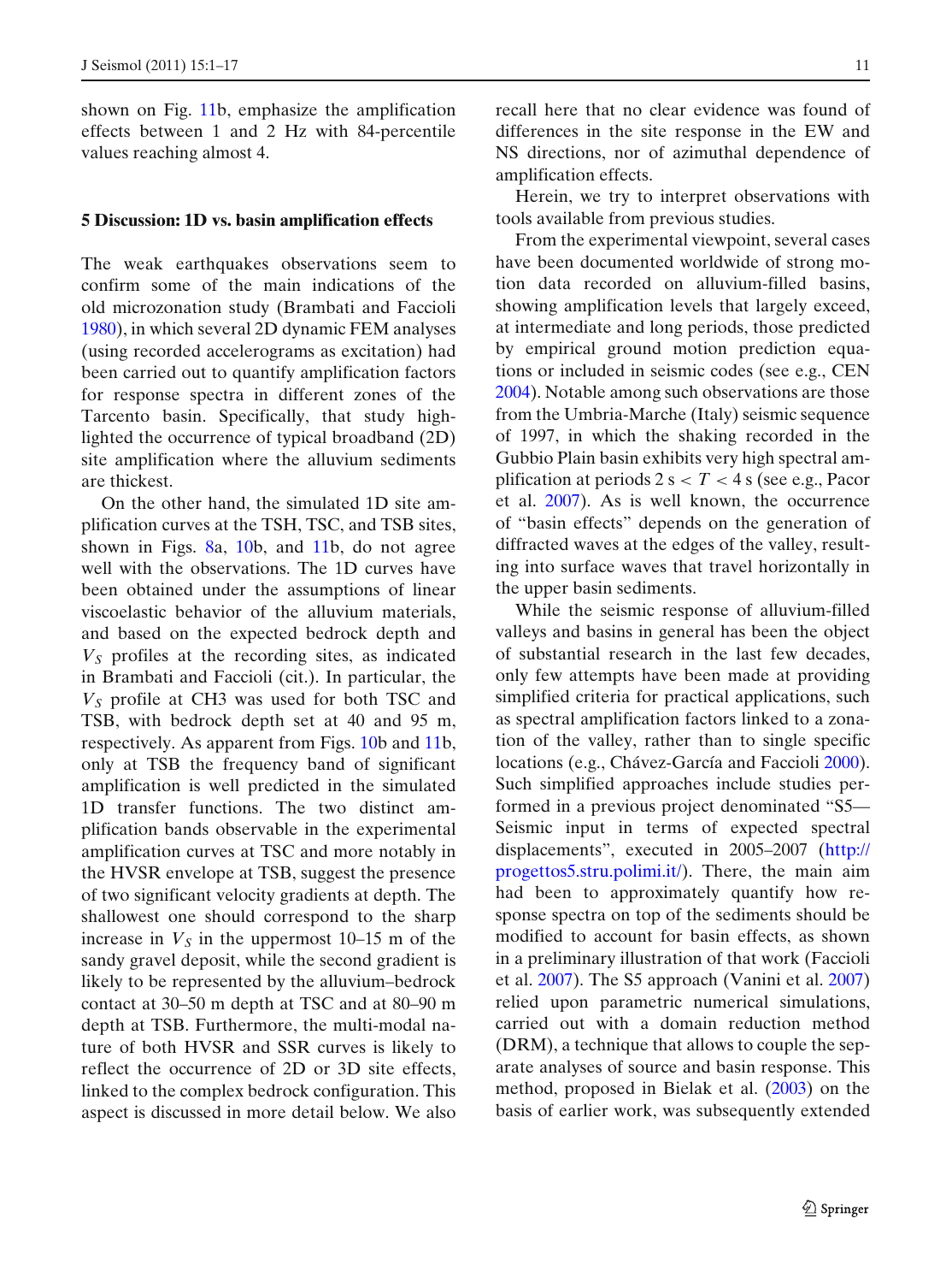shown on Fig. 11b, emphasize the amplification effects between 1 and 2 Hz with 84-percentile values reaching almost 4.

## 5 Discussion: 1D vs. basin amplification effects

The weak earthquakes observations seem to confirm some of the main indications of the old microzonation study (Brambati and Faccioli 1980), in which several 2D dynamic FEM analyses (using recorded accelerograms as excitation) had been carried out to quantify amplification factors for response spectra in different zones of the Tarcento basin. Specifically, that study highlighted the occurrence of typical broadband (2D) site amplification where the alluvium sediments are thickest.

On the other hand, the simulated 1D site amplification curves at the TSH, TSC, and TSB sites, shown in Figs. 8a, 10b, and 11b, do not agree well with the observations. The 1D curves have been obtained under the assumptions of linear viscoelastic behavior of the alluvium materials, and based on the expected bedrock depth and $V_S$ profiles at the recording sites, as indicated in Brambati and Faccioli (cit.). In particular, the $V_S$ profile at CH3 was used for both TSC and TSB, with bedrock depth set at 40 and 95 m, respectively. As apparent from Figs. 10b and 11b, only at TSB the frequency band of significant amplification is well predicted in the simulated 1D transfer functions. The two distinct amplification bands observable in the experimental amplification curves at TSC and more notably in the HVSR envelope at TSB, suggest the presence of two significant velocity gradients at depth. The shallowest one should correspond to the sharp increase in $V_S$ in the uppermost 10–15 m of the sandy gravel deposit, while the second gradient is likely to be represented by the alluvium–bedrock contact at 30–50 m depth at TSC and at 80–90 m depth at TSB. Furthermore, the multi-modal nature of both HVSR and SSR curves is likely to reflect the occurrence of 2D or 3D site effects, linked to the complex bedrock configuration. This aspect is discussed in more detail below. We also recall here that no clear evidence was found of differences in the site response in the EW and NS directions, nor of azimuthal dependence of amplification effects.

Herein, we try to interpret observations with tools available from previous studies.

From the experimental viewpoint, several cases have been documented worldwide of strong motion data recorded on alluvium-filled basins, showing amplification levels that largely exceed, at intermediate and long periods, those predicted by empirical ground motion prediction equations or included in seismic codes (see e.g., CEN 2004). Notable among such observations are those from the Umbria-Marche (Italy) seismic sequence of 1997, in which the shaking recorded in the Gubbio Plain basin exhibits very high spectral amplification at periods 2 s $< T <$ 4 s (see e.g., Pacor et al. 2007). As is well known, the occurrence of "basin effects" depends on the generation of diffracted waves at the edges of the valley, resulting into surface waves that travel horizontally in the upper basin sediments.

While the seismic response of alluvium-filled valleys and basins in general has been the object of substantial research in the last few decades, only few attempts have been made at providing simplified criteria for practical applications, such as spectral amplification factors linked to a zonation of the valley, rather than to single specific locations (e.g., Chávez-García and Faccioli 2000). Such simplified approaches include studies performed in a previous project denominated "S5—Seismic input in terms of expected spectral displacements", executed in 2005–2007 (http://progettos5.stru.polimi.it/). There, the main aim had been to approximately quantify how response spectra on top of the sediments should be modified to account for basin effects, as shown in a preliminary illustration of that work (Faccioli et al. 2007). The S5 approach (Vanini et al. 2007) relied upon parametric numerical simulations, carried out with a domain reduction method (DRM), a technique that allows to couple the separate analyses of source and basin response. This method, proposed in Bielak et al. (2003) on the basis of earlier work, was subsequently extended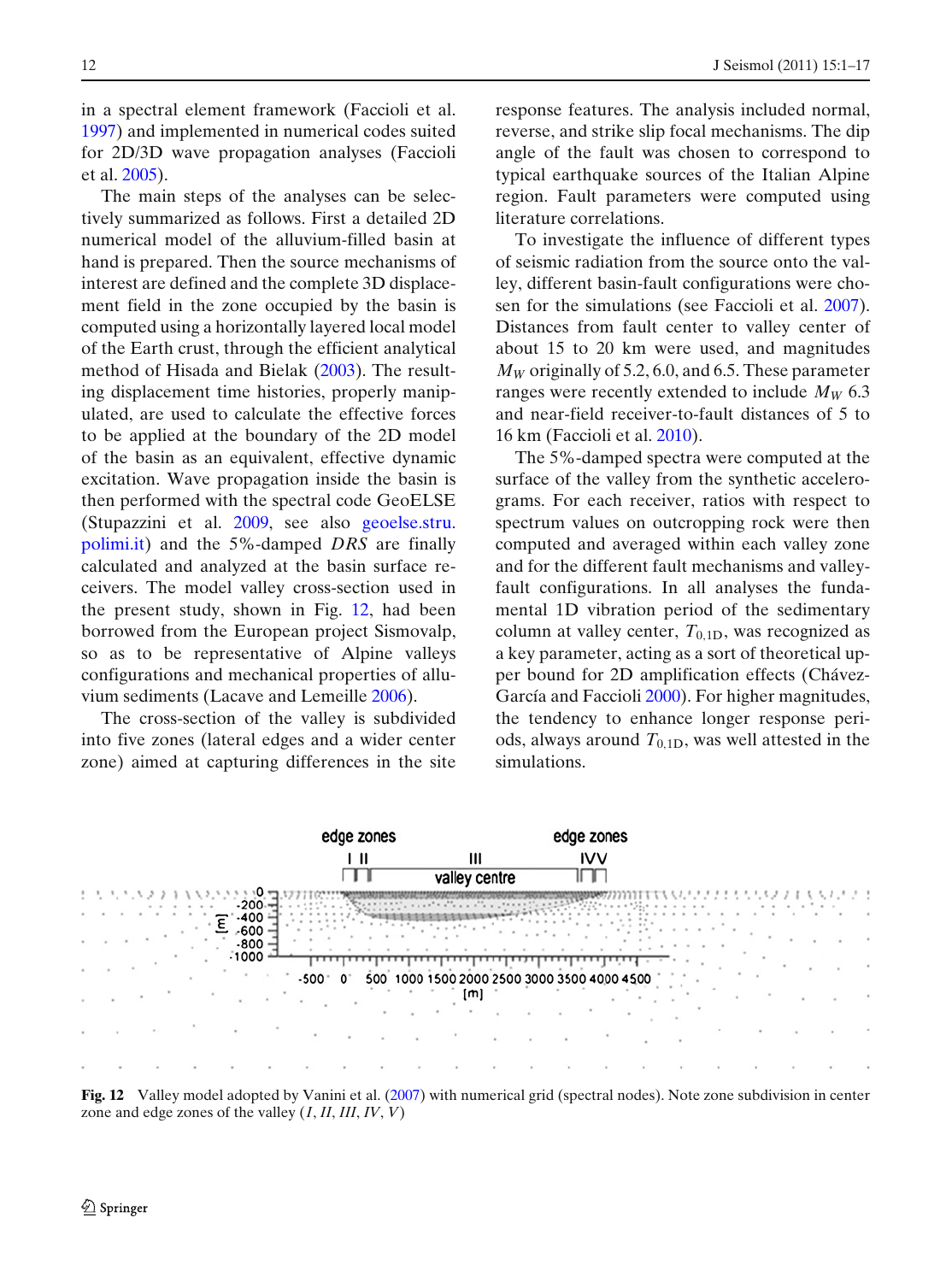in a spectral element framework (Faccioli et al. 1997) and implemented in numerical codes suited for 2D/3D wave propagation analyses (Faccioli et al. 2005).

The main steps of the analyses can be selectively summarized as follows. First a detailed 2D numerical model of the alluvium-filled basin at hand is prepared. Then the source mechanisms of interest are defined and the complete 3D displacement field in the zone occupied by the basin is computed using a horizontally layered local model of the Earth crust, through the efficient analytical method of Hisada and Bielak (2003). The resulting displacement time histories, properly manipulated, are used to calculate the effective forces to be applied at the boundary of the 2D model of the basin as an equivalent, effective dynamic excitation. Wave propagation inside the basin is then performed with the spectral code GeoELSE (Stupazzini et al. 2009, see also geoelse.stru.polimi.it) and the 5%-damped *DRS* are finally calculated and analyzed at the basin surface receivers. The model valley cross-section used in the present study, shown in Fig. 12, had been borrowed from the European project Sismovalp, so as to be representative of Alpine valleys configurations and mechanical properties of alluvium sediments (Lacave and Lemeille 2006).

The cross-section of the valley is subdivided into five zones (lateral edges and a wider center zone) aimed at capturing differences in the site response features. The analysis included normal, reverse, and strike slip focal mechanisms. The dip angle of the fault was chosen to correspond to typical earthquake sources of the Italian Alpine region. Fault parameters were computed using literature correlations.

To investigate the influence of different types of seismic radiation from the source onto the valley, different basin-fault configurations were chosen for the simulations (see Faccioli et al. 2007). Distances from fault center to valley center of about 15 to 20 km were used, and magnitudes $M_W$ originally of 5.2, 6.0, and 6.5. These parameter ranges were recently extended to include $M_W$ 6.3 and near-field receiver-to-fault distances of 5 to 16 km (Faccioli et al. 2010).

The 5%-damped spectra were computed at the surface of the valley from the synthetic accelerograms. For each receiver, ratios with respect to spectrum values on outcropping rock were then computed and averaged within each valley zone and for the different fault mechanisms and valley-fault configurations. In all analyses the fundamental 1D vibration period of the sedimentary column at valley center, $T_{0,1D}$, was recognized as a key parameter, acting as a sort of theoretical upper bound for 2D amplification effects (Chávez-García and Faccioli 2000). For higher magnitudes, the tendency to enhance longer response periods, always around $T_{0,1D}$, was well attested in the simulations.

**Fig. 12** Valley model adopted by Vanini et al. (2007) with numerical grid (spectral nodes). Note zone subdivision in center zone and edge zones of the valley (*I*, *II*, *III*, *IV*, *V*)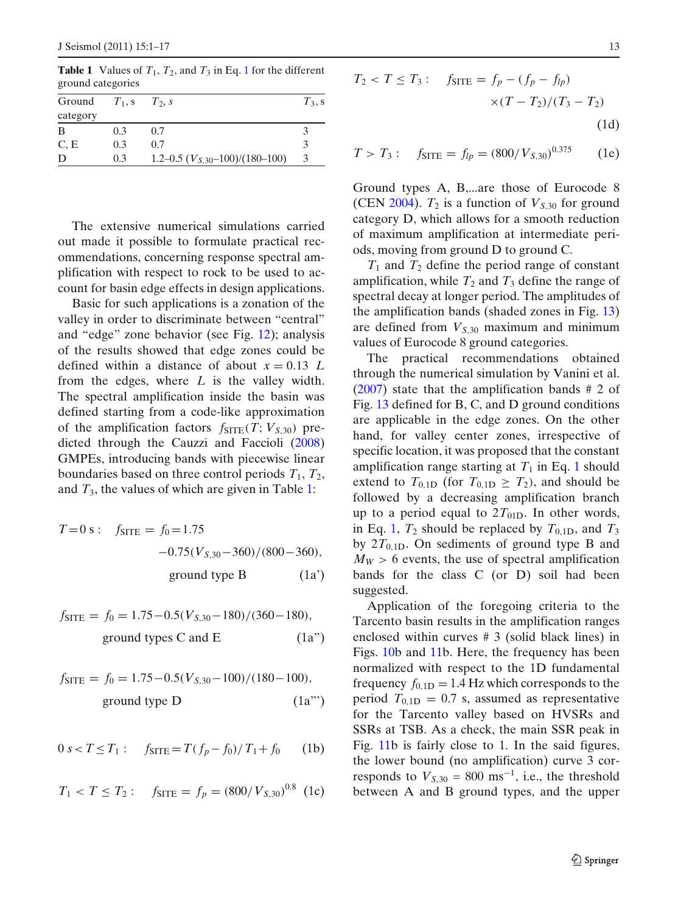**Table 1** Values of $T_1$, $T_2$, and $T_3$ in Eq. 1 for the different ground categories

| Ground category | $T_1$, s | $T_2$, s | $T_3$, s |
|---|---|---|---|
| B | 0.3 | 0.7 | 3 |
| C, E | 0.3 | 0.7 | 3 |
| D | 0.3 | 1.2–0.5 ($V_{S,30}$–100)/(180–100) | 3 |

The extensive numerical simulations carried out made it possible to formulate practical recommendations, concerning response spectral amplification with respect to rock to be used to account for basin edge effects in design applications.

Basic for such applications is a zonation of the valley in order to discriminate between "central" and "edge" zone behavior (see Fig. 12); analysis of the results showed that edge zones could be defined within a distance of about $x = 0.13\ L$ from the edges, where $L$ is the valley width. The spectral amplification inside the basin was defined starting from a code-like approximation of the amplification factors $f_{\mathrm{SITE}}(T; V_{S,30})$ predicted through the Cauzzi and Faccioli (2008) GMPEs, introducing bands with piecewise linear boundaries based on three control periods $T_1$, $T_2$, and $T_3$, the values of which are given in Table 1:

$$T = 0\ \mathrm{s}: \quad f_{\mathrm{SITE}} = f_0 = 1.75 - 0.75(V_{S,30} - 360)/(800 - 360), \quad \text{ground type B} \qquad (1a')$$

$$f_{\mathrm{SITE}} = f_0 = 1.75 - 0.5(V_{S,30} - 180)/(360 - 180), \quad \text{ground types C and E} \qquad (1a'')$$

$$f_{\mathrm{SITE}} = f_0 = 1.75 - 0.5(V_{S,30} - 100)/(180 - 100), \quad \text{ground type D} \qquad (1a''')$$

$$0\ s < T \leq T_1: \quad f_{\mathrm{SITE}} = T(f_p - f_0)/T_1 + f_0 \qquad (1b)$$

$$T_1 < T \leq T_2: \quad f_{\mathrm{SITE}} = f_p = (800/V_{S,30})^{0.8} \qquad (1c)$$

$$T_2 < T \leq T_3: \quad f_{\mathrm{SITE}} = f_p - (f_p - f_{lp}) \times (T - T_2)/(T_3 - T_2) \qquad (1d)$$

$$T > T_3: \quad f_{\mathrm{SITE}} = f_{lp} = (800/V_{S,30})^{0.375} \qquad (1e)$$

Ground types A, B,...are those of Eurocode 8 (CEN 2004). $T_2$ is a function of $V_{S,30}$ for ground category D, which allows for a smooth reduction of maximum amplification at intermediate periods, moving from ground D to ground C.

$T_1$ and $T_2$ define the period range of constant amplification, while $T_2$ and $T_3$ define the range of spectral decay at longer period. The amplitudes of the amplification bands (shaded zones in Fig. 13) are defined from $V_{S,30}$ maximum and minimum values of Eurocode 8 ground categories.

The practical recommendations obtained through the numerical simulation by Vanini et al. (2007) state that the amplification bands # 2 of Fig. 13 defined for B, C, and D ground conditions are applicable in the edge zones. On the other hand, for valley center zones, irrespective of specific location, it was proposed that the constant amplification range starting at $T_1$ in Eq. 1 should extend to $T_{0,1\mathrm{D}}$ (for $T_{0,1\mathrm{D}} \geq T_2$), and should be followed by a decreasing amplification branch up to a period equal to $2T_{01\mathrm{D}}$. In other words, in Eq. 1, $T_2$ should be replaced by $T_{0,1\mathrm{D}}$, and $T_3$ by $2T_{0,1\mathrm{D}}$. On sediments of ground type B and $M_W > 6$ events, the use of spectral amplification bands for the class C (or D) soil had been suggested.

Application of the foregoing criteria to the Tarcento basin results in the amplification ranges enclosed within curves # 3 (solid black lines) in Figs. 10b and 11b. Here, the frequency has been normalized with respect to the 1D fundamental frequency $f_{0,1\mathrm{D}} = 1.4$ Hz which corresponds to the period $T_{0,1\mathrm{D}} = 0.7$ s, assumed as representative for the Tarcento valley based on HVSRs and SSRs at TSB. As a check, the main SSR peak in Fig. 11b is fairly close to 1. In the said figures, the lower bound (no amplification) curve 3 corresponds to $V_{S,30} = 800\ \mathrm{ms}^{-1}$, i.e., the threshold between A and B ground types, and the upper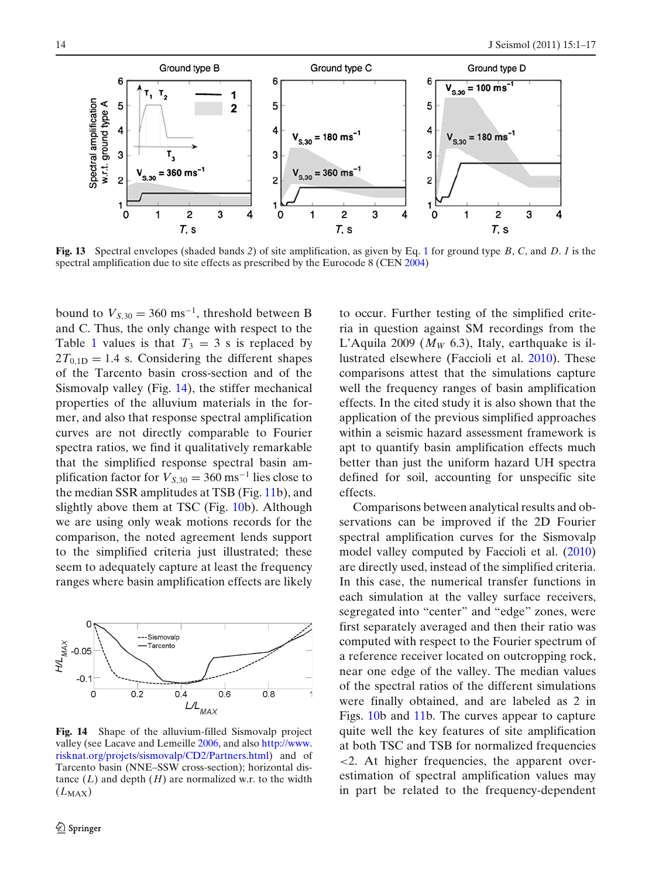**Fig. 13** Spectral envelopes (shaded bands *2*) of site amplification, as given by Eq. 1 for ground type *B*, *C*, and *D*. *1* is the spectral amplification due to site effects as prescribed by the Eurocode 8 (CEN 2004)

bound to $V_{S,30} = 360$ ms$^{-1}$, threshold between B and C. Thus, the only change with respect to the Table 1 values is that $T_3 = 3$ s is replaced by $2T_{0,1D} = 1.4$ s. Considering the different shapes of the Tarcento basin cross-section and of the Sismovalp valley (Fig. 14), the stiffer mechanical properties of the alluvium materials in the former, and also that response spectral amplification curves are not directly comparable to Fourier spectra ratios, we find it qualitatively remarkable that the simplified response spectral basin amplification factor for $V_{S,30} = 360$ ms$^{-1}$ lies close to the median SSR amplitudes at TSB (Fig. 11b), and slightly above them at TSC (Fig. 10b). Although we are using only weak motions records for the comparison, the noted agreement lends support to the simplified criteria just illustrated; these seem to adequately capture at least the frequency ranges where basin amplification effects are likely to occur. Further testing of the simplified criteria in question against SM recordings from the L'Aquila 2009 ($M_W$ 6.3), Italy, earthquake is illustrated elsewhere (Faccioli et al. 2010). These comparisons attest that the simulations capture well the frequency ranges of basin amplification effects. In the cited study it is also shown that the application of the previous simplified approaches within a seismic hazard assessment framework is apt to quantify basin amplification effects much better than just the uniform hazard UH spectra defined for soil, accounting for unspecific site effects.

**Fig. 14** Shape of the alluvium-filled Sismovalp project valley (see Lacave and Lemeille 2006, and also http://www.risknat.org/projets/sismovalp/CD2/Partners.html) and of Tarcento basin (NNE–SSW cross-section); horizontal distance ($L$) and depth ($H$) are normalized w.r.t. to the width ($L_{\mathrm{MAX}}$)

Comparisons between analytical results and observations can be improved if the 2D Fourier spectral amplification curves for the Sismovalp model valley computed by Faccioli et al. (2010) are directly used, instead of the simplified criteria. In this case, the numerical transfer functions in each simulation at the valley surface receivers, segregated into "center" and "edge" zones, were first separately averaged and then their ratio was computed with respect to the Fourier spectrum of a reference receiver located on outcropping rock, near one edge of the valley. The median values of the spectral ratios of the different simulations were finally obtained, and are labeled as 2 in Figs. 10b and 11b. The curves appear to capture quite well the key features of site amplification at both TSC and TSB for normalized frequencies <2. At higher frequencies, the apparent overestimation of spectral amplification values may in part be related to the frequency-dependent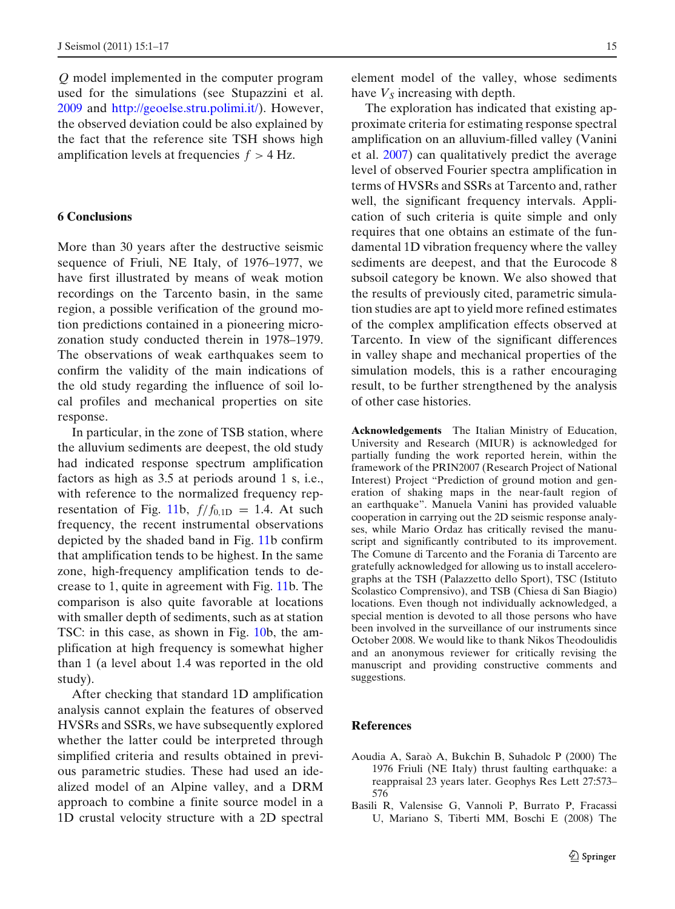$Q$ model implemented in the computer program used for the simulations (see Stupazzini et al. 2009 and http://geoelse.stru.polimi.it/). However, the observed deviation could be also explained by the fact that the reference site TSH shows high amplification levels at frequencies $f > 4$ Hz.

## 6 Conclusions

More than 30 years after the destructive seismic sequence of Friuli, NE Italy, of 1976–1977, we have first illustrated by means of weak motion recordings on the Tarcento basin, in the same region, a possible verification of the ground motion predictions contained in a pioneering microzonation study conducted therein in 1978–1979. The observations of weak earthquakes seem to confirm the validity of the main indications of the old study regarding the influence of soil local profiles and mechanical properties on site response.

In particular, in the zone of TSB station, where the alluvium sediments are deepest, the old study had indicated response spectrum amplification factors as high as 3.5 at periods around 1 s, i.e., with reference to the normalized frequency representation of Fig. 11b, $f/f_{0,1D} = 1.4$. At such frequency, the recent instrumental observations depicted by the shaded band in Fig. 11b confirm that amplification tends to be highest. In the same zone, high-frequency amplification tends to decrease to 1, quite in agreement with Fig. 11b. The comparison is also quite favorable at locations with smaller depth of sediments, such as at station TSC: in this case, as shown in Fig. 10b, the amplification at high frequency is somewhat higher than 1 (a level about 1.4 was reported in the old study).

After checking that standard 1D amplification analysis cannot explain the features of observed HVSRs and SSRs, we have subsequently explored whether the latter could be interpreted through simplified criteria and results obtained in previous parametric studies. These had used an idealized model of an Alpine valley, and a DRM approach to combine a finite source model in a 1D crustal velocity structure with a 2D spectral element model of the valley, whose sediments have $V_S$ increasing with depth.

The exploration has indicated that existing approximate criteria for estimating response spectral amplification on an alluvium-filled valley (Vanini et al. 2007) can qualitatively predict the average level of observed Fourier spectra amplification in terms of HVSRs and SSRs at Tarcento and, rather well, the significant frequency intervals. Application of such criteria is quite simple and only requires that one obtains an estimate of the fundamental 1D vibration frequency where the valley sediments are deepest, and that the Eurocode 8 subsoil category be known. We also showed that the results of previously cited, parametric simulation studies are apt to yield more refined estimates of the complex amplification effects observed at Tarcento. In view of the significant differences in valley shape and mechanical properties of the simulation models, this is a rather encouraging result, to be further strengthened by the analysis of other case histories.

**Acknowledgements** The Italian Ministry of Education, University and Research (MIUR) is acknowledged for partially funding the work reported herein, within the framework of the PRIN2007 (Research Project of National Interest) Project "Prediction of ground motion and generation of shaking maps in the near-fault region of an earthquake". Manuela Vanini has provided valuable cooperation in carrying out the 2D seismic response analyses, while Mario Ordaz has critically revised the manuscript and significantly contributed to its improvement. The Comune di Tarcento and the Forania di Tarcento are gratefully acknowledged for allowing us to install accelerographs at the TSH (Palazzetto dello Sport), TSC (Istituto Scolastico Comprensivo), and TSB (Chiesa di San Biagio) locations. Even though not individually acknowledged, a special mention is devoted to all those persons who have been involved in the surveillance of our instruments since October 2008. We would like to thank Nikos Theodoulidis and an anonymous reviewer for critically revising the manuscript and providing constructive comments and suggestions.

## References

Aoudia A, Saraò A, Bukchin B, Suhadolc P (2000) The 1976 Friuli (NE Italy) thrust faulting earthquake: a reappraisal 23 years later. Geophys Res Lett 27:573–576

Basili R, Valensise G, Vannoli P, Burrato P, Fracassi U, Mariano S, Tiberti MM, Boschi E (2008) The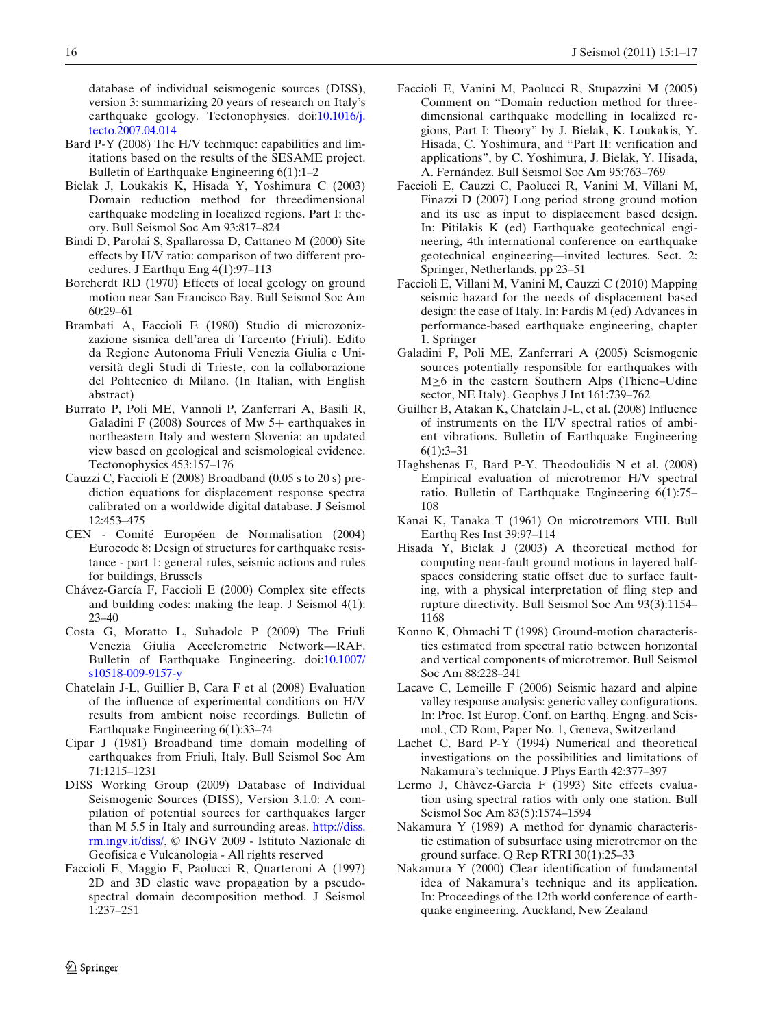database of individual seismogenic sources (DISS), version 3: summarizing 20 years of research on Italy's earthquake geology. Tectonophysics. doi:10.1016/j.tecto.2007.04.014

Bard P-Y (2008) The H/V technique: capabilities and limitations based on the results of the SESAME project. Bulletin of Earthquake Engineering 6(1):1–2

Bielak J, Loukakis K, Hisada Y, Yoshimura C (2003) Domain reduction method for threedimensional earthquake modeling in localized regions. Part I: theory. Bull Seismol Soc Am 93:817–824

Bindi D, Parolai S, Spallarossa D, Cattaneo M (2000) Site effects by H/V ratio: comparison of two different procedures. J Earthqu Eng 4(1):97–113

Borcherdt RD (1970) Effects of local geology on ground motion near San Francisco Bay. Bull Seismol Soc Am 60:29–61

Brambati A, Faccioli E (1980) Studio di microzonizzazione sismica dell'area di Tarcento (Friuli). Edito da Regione Autonoma Friuli Venezia Giulia e Università degli Studi di Trieste, con la collaborazione del Politecnico di Milano. (In Italian, with English abstract)

Burrato P, Poli ME, Vannoli P, Zanferrari A, Basili R, Galadini F (2008) Sources of Mw 5+ earthquakes in northeastern Italy and western Slovenia: an updated view based on geological and seismological evidence. Tectonophysics 453:157–176

Cauzzi C, Faccioli E (2008) Broadband (0.05 s to 20 s) prediction equations for displacement response spectra calibrated on a worldwide digital database. J Seismol 12:453–475

CEN - Comité Européen de Normalisation (2004) Eurocode 8: Design of structures for earthquake resistance - part 1: general rules, seismic actions and rules for buildings, Brussels

Chávez-García F, Faccioli E (2000) Complex site effects and building codes: making the leap. J Seismol 4(1): 23–40

Costa G, Moratto L, Suhadolc P (2009) The Friuli Venezia Giulia Accelerometric Network—RAF. Bulletin of Earthquake Engineering. doi:10.1007/s10518-009-9157-y

Chatelain J-L, Guillier B, Cara F et al (2008) Evaluation of the influence of experimental conditions on H/V results from ambient noise recordings. Bulletin of Earthquake Engineering 6(1):33–74

Cipar J (1981) Broadband time domain modelling of earthquakes from Friuli, Italy. Bull Seismol Soc Am 71:1215–1231

DISS Working Group (2009) Database of Individual Seismogenic Sources (DISS), Version 3.1.0: A compilation of potential sources for earthquakes larger than M 5.5 in Italy and surrounding areas. http://diss.rm.ingv.it/diss/, © INGV 2009 - Istituto Nazionale di Geofisica e Vulcanologia - All rights reserved

Faccioli E, Maggio F, Paolucci R, Quarteroni A (1997) 2D and 3D elastic wave propagation by a pseudo-spectral domain decomposition method. J Seismol 1:237–251

Faccioli E, Vanini M, Paolucci R, Stupazzini M (2005) Comment on "Domain reduction method for three-dimensional earthquake modelling in localized regions, Part I: Theory" by J. Bielak, K. Loukakis, Y. Hisada, C. Yoshimura, and "Part II: verification and applications", by C. Yoshimura, J. Bielak, Y. Hisada, A. Fernández. Bull Seismol Soc Am 95:763–769

Faccioli E, Cauzzi C, Paolucci R, Vanini M, Villani M, Finazzi D (2007) Long period strong ground motion and its use as input to displacement based design. In: Pitilakis K (ed) Earthquake geotechnical engineering, 4th international conference on earthquake geotechnical engineering—invited lectures. Sect. 2: Springer, Netherlands, pp 23–51

Faccioli E, Villani M, Vanini M, Cauzzi C (2010) Mapping seismic hazard for the needs of displacement based design: the case of Italy. In: Fardis M (ed) Advances in performance-based earthquake engineering, chapter 1. Springer

Galadini F, Poli ME, Zanferrari A (2005) Seismogenic sources potentially responsible for earthquakes with M≥6 in the eastern Southern Alps (Thiene–Udine sector, NE Italy). Geophys J Int 161:739–762

Guillier B, Atakan K, Chatelain J-L, et al. (2008) Influence of instruments on the H/V spectral ratios of ambient vibrations. Bulletin of Earthquake Engineering 6(1):3–31

Haghshenas E, Bard P-Y, Theodoulidis N et al. (2008) Empirical evaluation of microtremor H/V spectral ratio. Bulletin of Earthquake Engineering 6(1):75–108

Kanai K, Tanaka T (1961) On microtremors VIII. Bull Earthq Res Inst 39:97–114

Hisada Y, Bielak J (2003) A theoretical method for computing near-fault ground motions in layered half-spaces considering static offset due to surface faulting, with a physical interpretation of fling step and rupture directivity. Bull Seismol Soc Am 93(3):1154–1168

Konno K, Ohmachi T (1998) Ground-motion characteristics estimated from spectral ratio between horizontal and vertical components of microtremor. Bull Seismol Soc Am 88:228–241

Lacave C, Lemeille F (2006) Seismic hazard and alpine valley response analysis: generic valley configurations. In: Proc. 1st Europ. Conf. on Earthq. Engng. and Seismol., CD Rom, Paper No. 1, Geneva, Switzerland

Lachet C, Bard P-Y (1994) Numerical and theoretical investigations on the possibilities and limitations of Nakamura's technique. J Phys Earth 42:377–397

Lermo J, Chàvez-Garcìa F (1993) Site effects evaluation using spectral ratios with only one station. Bull Seismol Soc Am 83(5):1574–1594

Nakamura Y (1989) A method for dynamic characteristic estimation of subsurface using microtremor on the ground surface. Q Rep RTRI 30(1):25–33

Nakamura Y (2000) Clear identification of fundamental idea of Nakamura's technique and its application. In: Proceedings of the 12th world conference of earthquake engineering. Auckland, New Zealand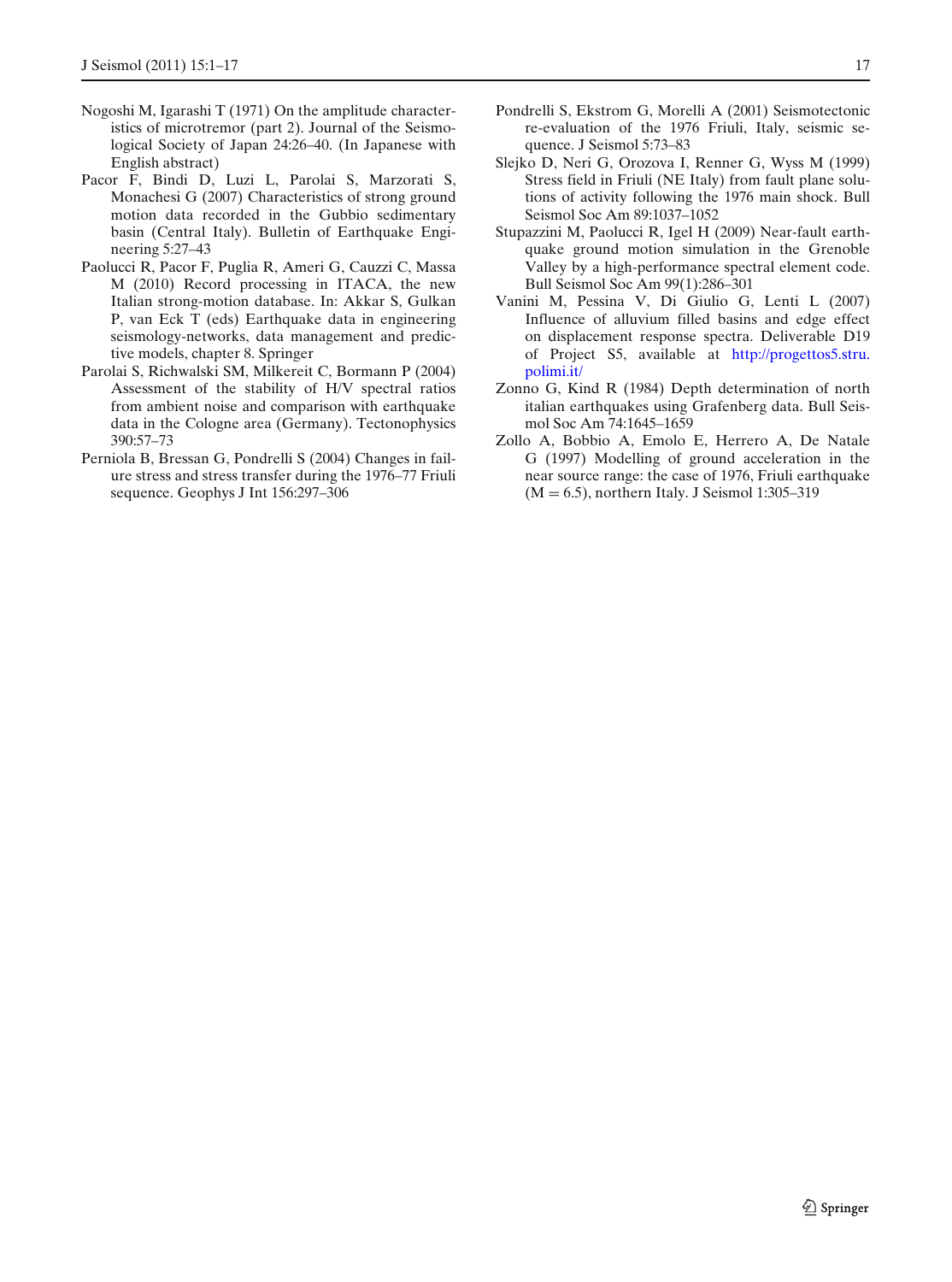Nogoshi M, Igarashi T (1971) On the amplitude characteristics of microtremor (part 2). Journal of the Seismological Society of Japan 24:26–40. (In Japanese with English abstract)

Pacor F, Bindi D, Luzi L, Parolai S, Marzorati S, Monachesi G (2007) Characteristics of strong ground motion data recorded in the Gubbio sedimentary basin (Central Italy). Bulletin of Earthquake Engineering 5:27–43

Paolucci R, Pacor F, Puglia R, Ameri G, Cauzzi C, Massa M (2010) Record processing in ITACA, the new Italian strong-motion database. In: Akkar S, Gulkan P, van Eck T (eds) Earthquake data in engineering seismology-networks, data management and predictive models, chapter 8. Springer

Parolai S, Richwalski SM, Milkereit C, Bormann P (2004) Assessment of the stability of H/V spectral ratios from ambient noise and comparison with earthquake data in the Cologne area (Germany). Tectonophysics 390:57–73

Perniola B, Bressan G, Pondrelli S (2004) Changes in failure stress and stress transfer during the 1976–77 Friuli sequence. Geophys J Int 156:297–306

Pondrelli S, Ekstrom G, Morelli A (2001) Seismotectonic re-evaluation of the 1976 Friuli, Italy, seismic sequence. J Seismol 5:73–83

Slejko D, Neri G, Orozova I, Renner G, Wyss M (1999) Stress field in Friuli (NE Italy) from fault plane solutions of activity following the 1976 main shock. Bull Seismol Soc Am 89:1037–1052

Stupazzini M, Paolucci R, Igel H (2009) Near-fault earthquake ground motion simulation in the Grenoble Valley by a high-performance spectral element code. Bull Seismol Soc Am 99(1):286–301

Vanini M, Pessina V, Di Giulio G, Lenti L (2007) Influence of alluvium filled basins and edge effect on displacement response spectra. Deliverable D19 of Project S5, available at http://progettos5.stru.polimi.it/

Zonno G, Kind R (1984) Depth determination of north italian earthquakes using Grafenberg data. Bull Seismol Soc Am 74:1645–1659

Zollo A, Bobbio A, Emolo E, Herrero A, De Natale G (1997) Modelling of ground acceleration in the near source range: the case of 1976, Friuli earthquake (M = 6.5), northern Italy. J Seismol 1:305–319